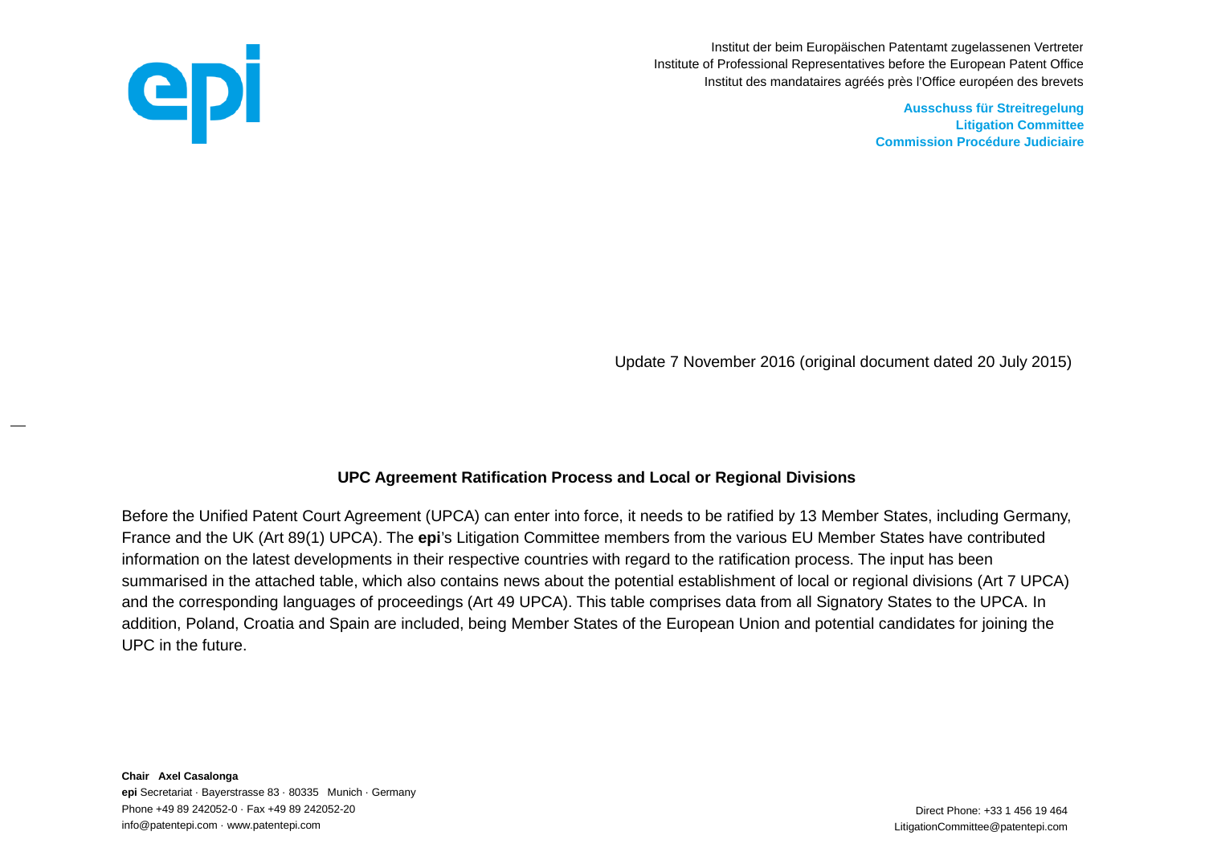Institut der beim Europäischen Patentamt zugelassenen Vertreter
Institute of Professional Representatives before the European Patent Office
Institut des mandataires agréés près l'Office européen des brevets

**Ausschuss für Streitregelung**
**Litigation Committee**
**Commission Procédure Judiciaire**

Update 7 November 2016 (original document dated 20 July 2015)

## UPC Agreement Ratification Process and Local or Regional Divisions

Before the Unified Patent Court Agreement (UPCA) can enter into force, it needs to be ratified by 13 Member States, including Germany, France and the UK (Art 89(1) UPCA). The **epi**'s Litigation Committee members from the various EU Member States have contributed information on the latest developments in their respective countries with regard to the ratification process. The input has been summarised in the attached table, which also contains news about the potential establishment of local or regional divisions (Art 7 UPCA) and the corresponding languages of proceedings (Art 49 UPCA). This table comprises data from all Signatory States to the UPCA. In addition, Poland, Croatia and Spain are included, being Member States of the European Union and potential candidates for joining the UPC in the future.

**Chair Axel Casalonga**
**epi** Secretariat · Bayerstrasse 83 · 80335 Munich · Germany
Phone +49 89 242052-0 · Fax +49 89 242052-20
info@patentepi.com · www.patentepi.com

Direct Phone: +33 1 456 19 464
LitigationCommittee@patentepi.com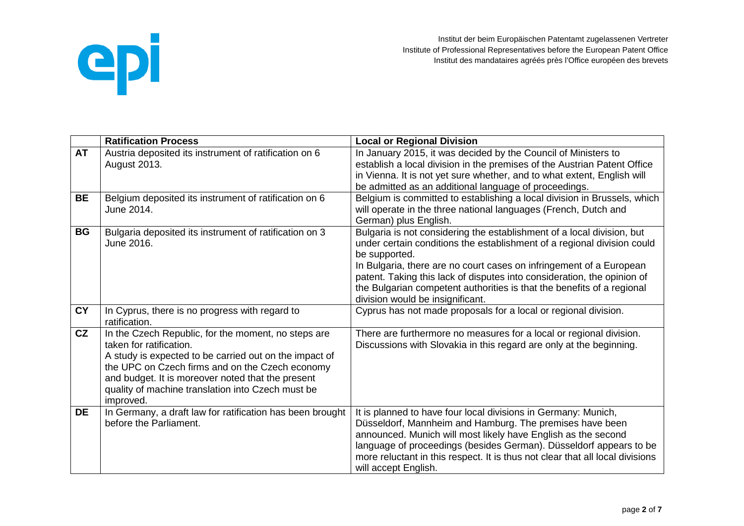| | Ratification Process | Local or Regional Division |
|---|---|---|
| **AT** | Austria deposited its instrument of ratification on 6 August 2013. | In January 2015, it was decided by the Council of Ministers to establish a local division in the premises of the Austrian Patent Office in Vienna. It is not yet sure whether, and to what extent, English will be admitted as an additional language of proceedings. |
| **BE** | Belgium deposited its instrument of ratification on 6 June 2014. | Belgium is committed to establishing a local division in Brussels, which will operate in the three national languages (French, Dutch and German) plus English. |
| **BG** | Bulgaria deposited its instrument of ratification on 3 June 2016. | Bulgaria is not considering the establishment of a local division, but under certain conditions the establishment of a regional division could be supported.<br>In Bulgaria, there are no court cases on infringement of a European patent. Taking this lack of disputes into consideration, the opinion of the Bulgarian competent authorities is that the benefits of a regional division would be insignificant. |
| **CY** | In Cyprus, there is no progress with regard to ratification. | Cyprus has not made proposals for a local or regional division. |
| **CZ** | In the Czech Republic, for the moment, no steps are taken for ratification.<br>A study is expected to be carried out on the impact of the UPC on Czech firms and on the Czech economy and budget. It is moreover noted that the present quality of machine translation into Czech must be improved. | There are furthermore no measures for a local or regional division. Discussions with Slovakia in this regard are only at the beginning. |
| **DE** | In Germany, a draft law for ratification has been brought before the Parliament. | It is planned to have four local divisions in Germany: Munich, Düsseldorf, Mannheim and Hamburg. The premises have been announced. Munich will most likely have English as the second language of proceedings (besides German). Düsseldorf appears to be more reluctant in this respect. It is thus not clear that all local divisions will accept English. |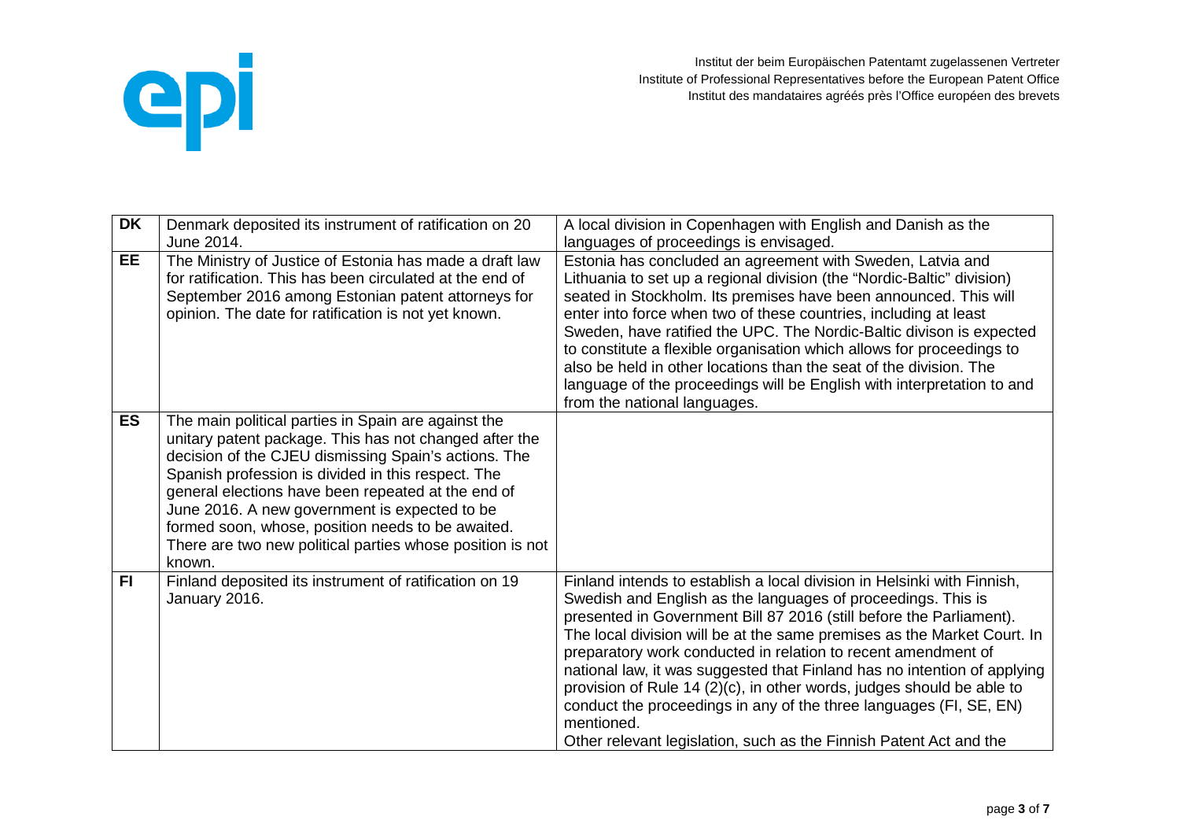| DK | Denmark deposited its instrument of ratification on 20 June 2014. | A local division in Copenhagen with English and Danish as the languages of proceedings is envisaged. |
|---|---|---|
| EE | The Ministry of Justice of Estonia has made a draft law for ratification. This has been circulated at the end of September 2016 among Estonian patent attorneys for opinion. The date for ratification is not yet known. | Estonia has concluded an agreement with Sweden, Latvia and Lithuania to set up a regional division (the "Nordic-Baltic" division) seated in Stockholm. Its premises have been announced. This will enter into force when two of these countries, including at least Sweden, have ratified the UPC. The Nordic-Baltic divison is expected to constitute a flexible organisation which allows for proceedings to also be held in other locations than the seat of the division. The language of the proceedings will be English with interpretation to and from the national languages. |
| ES | The main political parties in Spain are against the unitary patent package. This has not changed after the decision of the CJEU dismissing Spain's actions. The Spanish profession is divided in this respect. The general elections have been repeated at the end of June 2016. A new government is expected to be formed soon, whose, position needs to be awaited. There are two new political parties whose position is not known. | |
| FI | Finland deposited its instrument of ratification on 19 January 2016. | Finland intends to establish a local division in Helsinki with Finnish, Swedish and English as the languages of proceedings. This is presented in Government Bill 87 2016 (still before the Parliament). The local division will be at the same premises as the Market Court. In preparatory work conducted in relation to recent amendment of national law, it was suggested that Finland has no intention of applying provision of Rule 14 (2)(c), in other words, judges should be able to conduct the proceedings in any of the three languages (FI, SE, EN) mentioned.<br>Other relevant legislation, such as the Finnish Patent Act and the |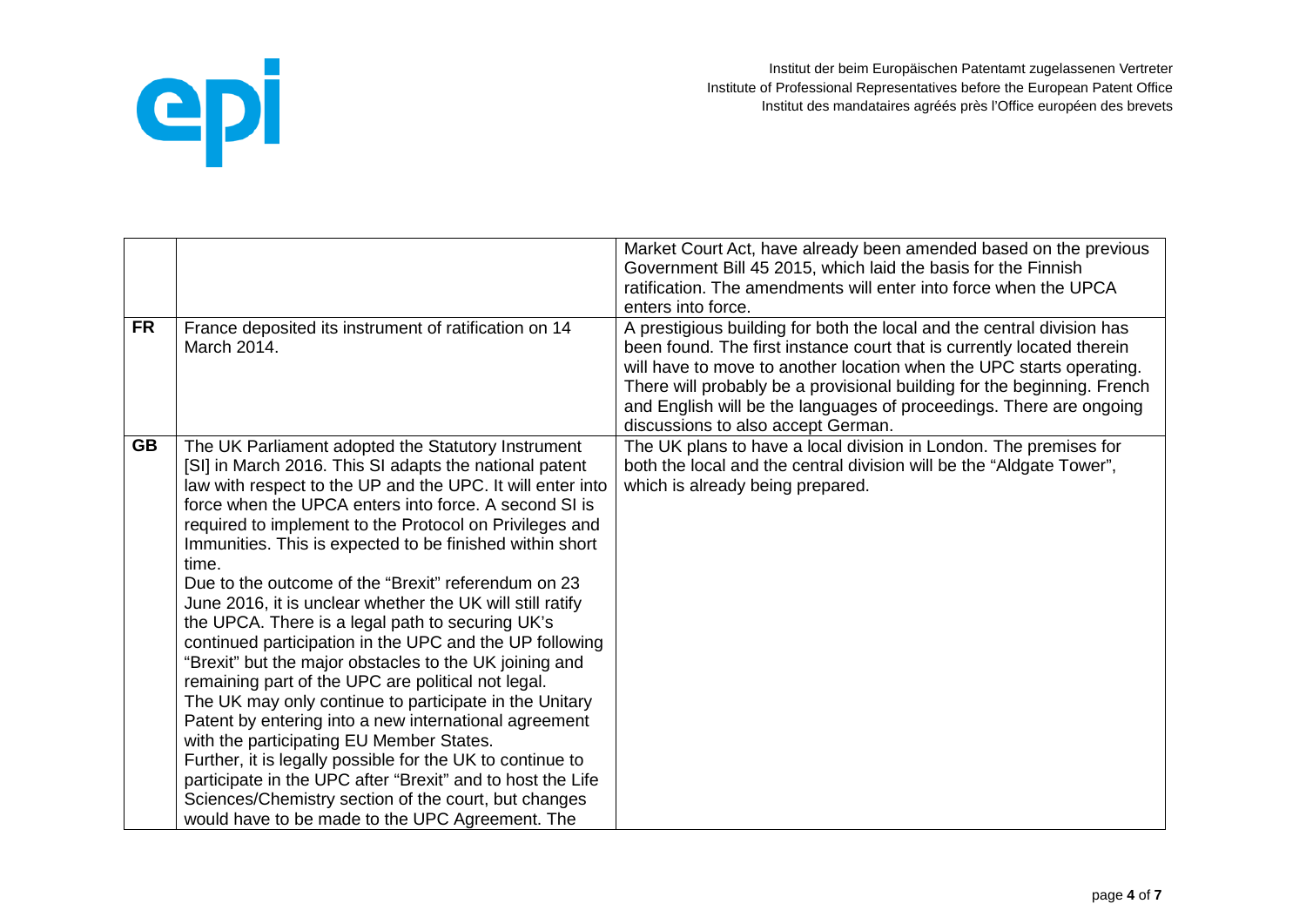|  |  |  |
|---|---|---|
|  |  | Market Court Act, have already been amended based on the previous Government Bill 45 2015, which laid the basis for the Finnish ratification. The amendments will enter into force when the UPCA enters into force. |
| **FR** | France deposited its instrument of ratification on 14 March 2014. | A prestigious building for both the local and the central division has been found. The first instance court that is currently located therein will have to move to another location when the UPC starts operating. There will probably be a provisional building for the beginning. French and English will be the languages of proceedings. There are ongoing discussions to also accept German. |
| **GB** | The UK Parliament adopted the Statutory Instrument [SI] in March 2016. This SI adapts the national patent law with respect to the UP and the UPC. It will enter into force when the UPCA enters into force. A second SI is required to implement to the Protocol on Privileges and Immunities. This is expected to be finished within short time.<br>Due to the outcome of the "Brexit" referendum on 23 June 2016, it is unclear whether the UK will still ratify the UPCA. There is a legal path to securing UK's continued participation in the UPC and the UP following "Brexit" but the major obstacles to the UK joining and remaining part of the UPC are political not legal.<br>The UK may only continue to participate in the Unitary Patent by entering into a new international agreement with the participating EU Member States.<br>Further, it is legally possible for the UK to continue to participate in the UPC after "Brexit" and to host the Life Sciences/Chemistry section of the court, but changes would have to be made to the UPC Agreement. The | The UK plans to have a local division in London. The premises for both the local and the central division will be the "Aldgate Tower", which is already being prepared. |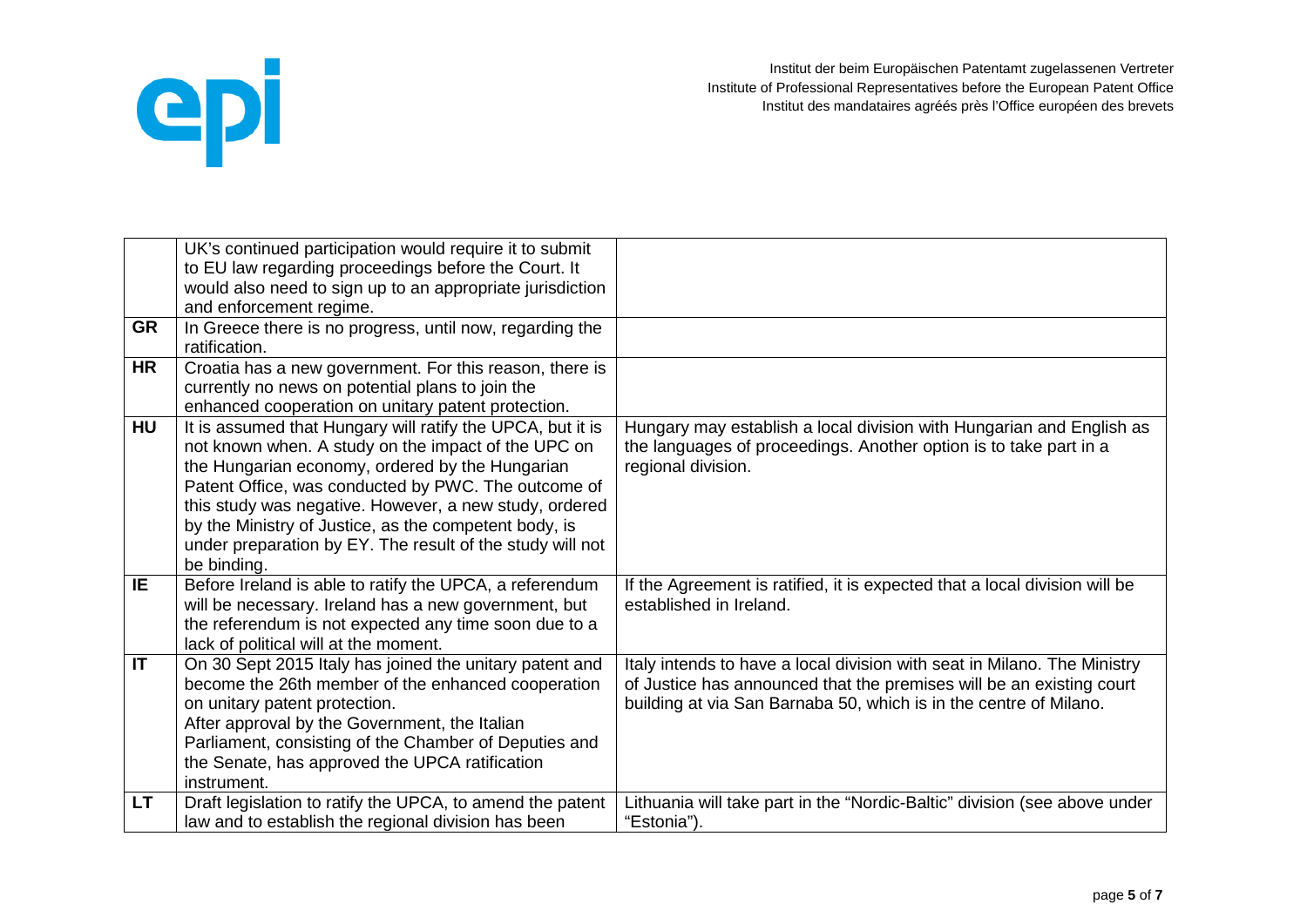| | | |
|---|---|---|
| | UK's continued participation would require it to submit to EU law regarding proceedings before the Court. It would also need to sign up to an appropriate jurisdiction and enforcement regime. | |
| **GR** | In Greece there is no progress, until now, regarding the ratification. | |
| **HR** | Croatia has a new government. For this reason, there is currently no news on potential plans to join the enhanced cooperation on unitary patent protection. | |
| **HU** | It is assumed that Hungary will ratify the UPCA, but it is not known when. A study on the impact of the UPC on the Hungarian economy, ordered by the Hungarian Patent Office, was conducted by PWC. The outcome of this study was negative. However, a new study, ordered by the Ministry of Justice, as the competent body, is under preparation by EY. The result of the study will not be binding. | Hungary may establish a local division with Hungarian and English as the languages of proceedings. Another option is to take part in a regional division. |
| **IE** | Before Ireland is able to ratify the UPCA, a referendum will be necessary. Ireland has a new government, but the referendum is not expected any time soon due to a lack of political will at the moment. | If the Agreement is ratified, it is expected that a local division will be established in Ireland. |
| **IT** | On 30 Sept 2015 Italy has joined the unitary patent and become the 26th member of the enhanced cooperation on unitary patent protection.<br>After approval by the Government, the Italian Parliament, consisting of the Chamber of Deputies and the Senate, has approved the UPCA ratification instrument. | Italy intends to have a local division with seat in Milano. The Ministry of Justice has announced that the premises will be an existing court building at via San Barnaba 50, which is in the centre of Milano. |
| **LT** | Draft legislation to ratify the UPCA, to amend the patent law and to establish the regional division has been | Lithuania will take part in the "Nordic-Baltic" division (see above under "Estonia"). |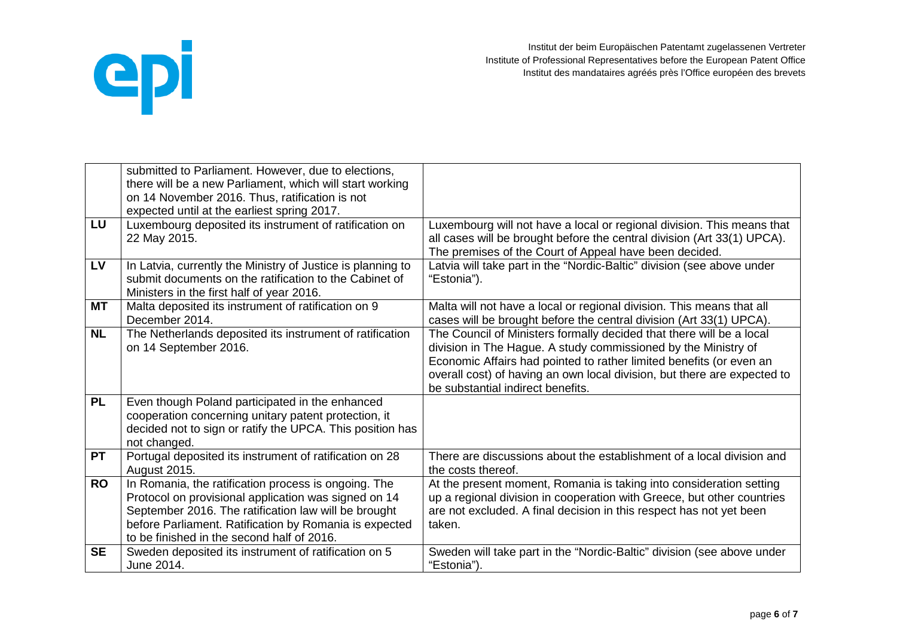| | | |
|---|---|---|
| | submitted to Parliament. However, due to elections, there will be a new Parliament, which will start working on 14 November 2016. Thus, ratification is not expected until at the earliest spring 2017. | |
| **LU** | Luxembourg deposited its instrument of ratification on 22 May 2015. | Luxembourg will not have a local or regional division. This means that all cases will be brought before the central division (Art 33(1) UPCA). The premises of the Court of Appeal have been decided. |
| **LV** | In Latvia, currently the Ministry of Justice is planning to submit documents on the ratification to the Cabinet of Ministers in the first half of year 2016. | Latvia will take part in the "Nordic-Baltic" division (see above under "Estonia"). |
| **MT** | Malta deposited its instrument of ratification on 9 December 2014. | Malta will not have a local or regional division. This means that all cases will be brought before the central division (Art 33(1) UPCA). |
| **NL** | The Netherlands deposited its instrument of ratification on 14 September 2016. | The Council of Ministers formally decided that there will be a local division in The Hague. A study commissioned by the Ministry of Economic Affairs had pointed to rather limited benefits (or even an overall cost) of having an own local division, but there are expected to be substantial indirect benefits. |
| **PL** | Even though Poland participated in the enhanced cooperation concerning unitary patent protection, it decided not to sign or ratify the UPCA. This position has not changed. | |
| **PT** | Portugal deposited its instrument of ratification on 28 August 2015. | There are discussions about the establishment of a local division and the costs thereof. |
| **RO** | In Romania, the ratification process is ongoing. The Protocol on provisional application was signed on 14 September 2016. The ratification law will be brought before Parliament. Ratification by Romania is expected to be finished in the second half of 2016. | At the present moment, Romania is taking into consideration setting up a regional division in cooperation with Greece, but other countries are not excluded. A final decision in this respect has not yet been taken. |
| **SE** | Sweden deposited its instrument of ratification on 5 June 2014. | Sweden will take part in the "Nordic-Baltic" division (see above under "Estonia"). |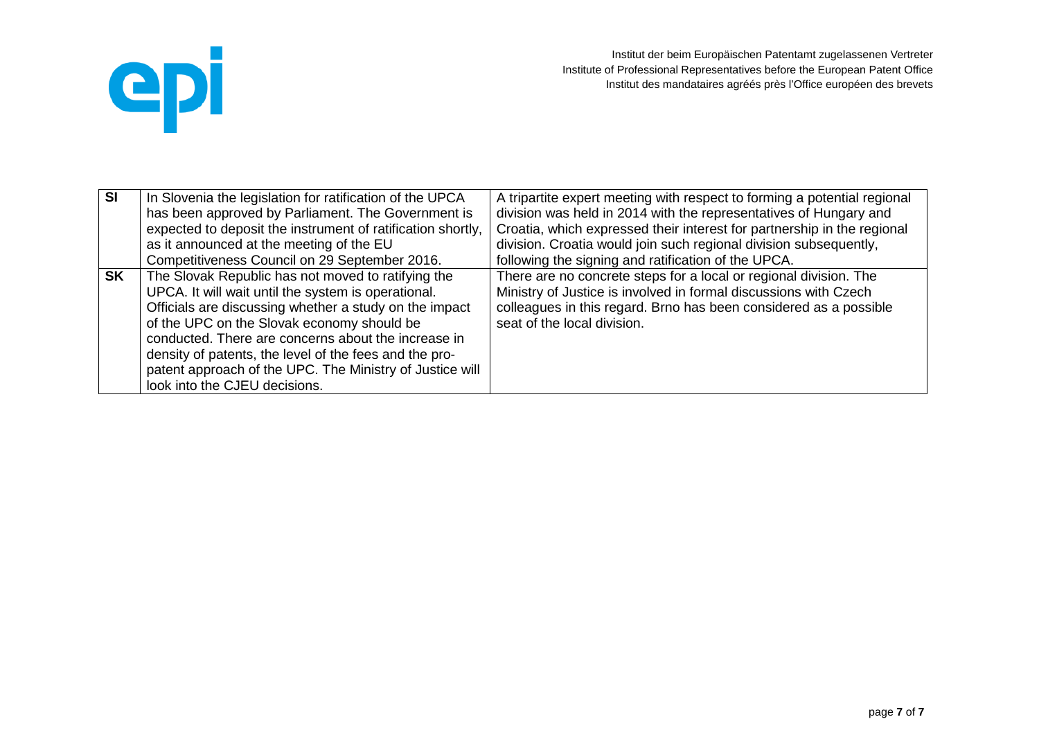| | | |
|---|---|---|
| **SI** | In Slovenia the legislation for ratification of the UPCA has been approved by Parliament. The Government is expected to deposit the instrument of ratification shortly, as it announced at the meeting of the EU Competitiveness Council on 29 September 2016. | A tripartite expert meeting with respect to forming a potential regional division was held in 2014 with the representatives of Hungary and Croatia, which expressed their interest for partnership in the regional division. Croatia would join such regional division subsequently, following the signing and ratification of the UPCA. |
| **SK** | The Slovak Republic has not moved to ratifying the UPCA. It will wait until the system is operational. Officials are discussing whether a study on the impact of the UPC on the Slovak economy should be conducted. There are concerns about the increase in density of patents, the level of the fees and the pro-patent approach of the UPC. The Ministry of Justice will look into the CJEU decisions. | There are no concrete steps for a local or regional division. The Ministry of Justice is involved in formal discussions with Czech colleagues in this regard. Brno has been considered as a possible seat of the local division. |